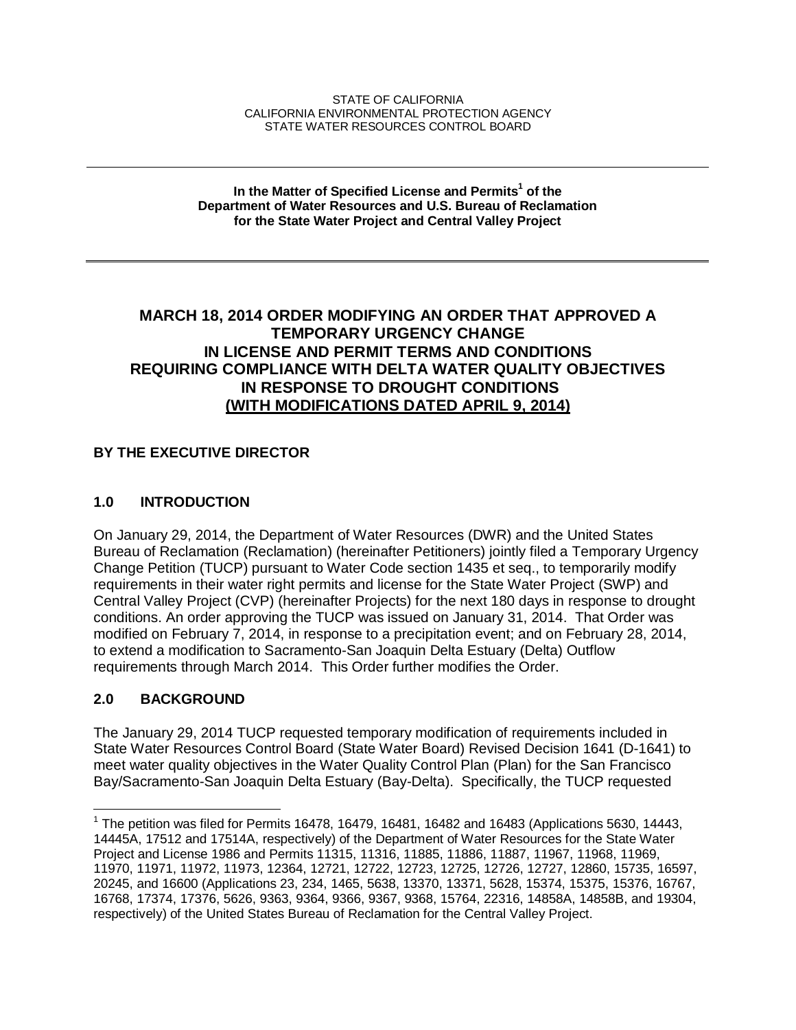STATE OF CALIFORNIA
CALIFORNIA ENVIRONMENTAL PROTECTION AGENCY
STATE WATER RESOURCES CONTROL BOARD

---

**In the Matter of Specified License and Permits[1] of the Department of Water Resources and U.S. Bureau of Reclamation for the State Water Project and Central Valley Project**

---

# MARCH 18, 2014 ORDER MODIFYING AN ORDER THAT APPROVED A TEMPORARY URGENCY CHANGE IN LICENSE AND PERMIT TERMS AND CONDITIONS REQUIRING COMPLIANCE WITH DELTA WATER QUALITY OBJECTIVES IN RESPONSE TO DROUGHT CONDITIONS <u>(WITH MODIFICATIONS DATED APRIL 9, 2014)</u>

**BY THE EXECUTIVE DIRECTOR**

## 1.0 INTRODUCTION

On January 29, 2014, the Department of Water Resources (DWR) and the United States Bureau of Reclamation (Reclamation) (hereinafter Petitioners) jointly filed a Temporary Urgency Change Petition (TUCP) pursuant to Water Code section 1435 et seq., to temporarily modify requirements in their water right permits and license for the State Water Project (SWP) and Central Valley Project (CVP) (hereinafter Projects) for the next 180 days in response to drought conditions. An order approving the TUCP was issued on January 31, 2014. That Order was modified on February 7, 2014, in response to a precipitation event; and on February 28, 2014, to extend a modification to Sacramento-San Joaquin Delta Estuary (Delta) Outflow requirements through March 2014. This Order further modifies the Order.

## 2.0 BACKGROUND

The January 29, 2014 TUCP requested temporary modification of requirements included in State Water Resources Control Board (State Water Board) Revised Decision 1641 (D-1641) to meet water quality objectives in the Water Quality Control Plan (Plan) for the San Francisco Bay/Sacramento-San Joaquin Delta Estuary (Bay-Delta). Specifically, the TUCP requested

---

[1] The petition was filed for Permits 16478, 16479, 16481, 16482 and 16483 (Applications 5630, 14443, 14445A, 17512 and 17514A, respectively) of the Department of Water Resources for the State Water Project and License 1986 and Permits 11315, 11316, 11885, 11886, 11887, 11967, 11968, 11969, 11970, 11971, 11972, 11973, 12364, 12721, 12722, 12723, 12725, 12726, 12727, 12860, 15735, 16597, 20245, and 16600 (Applications 23, 234, 1465, 5638, 13370, 13371, 5628, 15374, 15375, 15376, 16767, 16768, 17374, 17376, 5626, 9363, 9364, 9366, 9367, 9368, 15764, 22316, 14858A, 14858B, and 19304, respectively) of the United States Bureau of Reclamation for the Central Valley Project.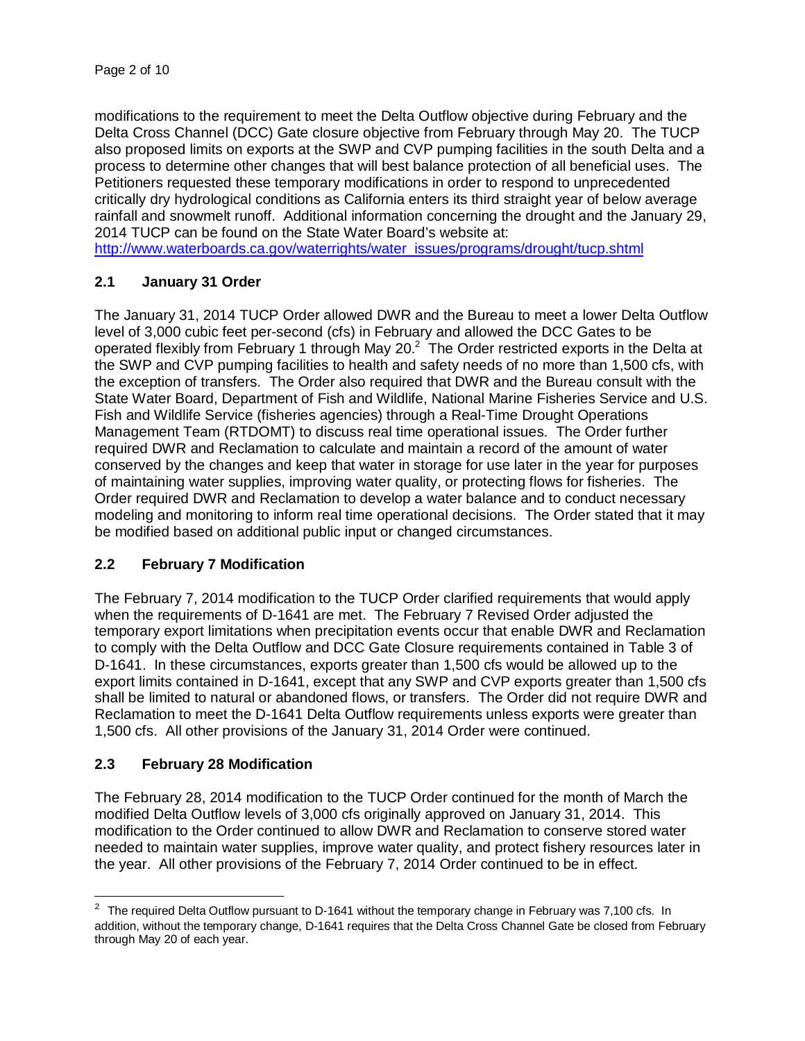modifications to the requirement to meet the Delta Outflow objective during February and the Delta Cross Channel (DCC) Gate closure objective from February through May 20. The TUCP also proposed limits on exports at the SWP and CVP pumping facilities in the south Delta and a process to determine other changes that will best balance protection of all beneficial uses. The Petitioners requested these temporary modifications in order to respond to unprecedented critically dry hydrological conditions as California enters its third straight year of below average rainfall and snowmelt runoff. Additional information concerning the drought and the January 29, 2014 TUCP can be found on the State Water Board's website at: http://www.waterboards.ca.gov/waterrights/water_issues/programs/drought/tucp.shtml

## 2.1 January 31 Order

The January 31, 2014 TUCP Order allowed DWR and the Bureau to meet a lower Delta Outflow level of 3,000 cubic feet per-second (cfs) in February and allowed the DCC Gates to be operated flexibly from February 1 through May 20.[2] The Order restricted exports in the Delta at the SWP and CVP pumping facilities to health and safety needs of no more than 1,500 cfs, with the exception of transfers. The Order also required that DWR and the Bureau consult with the State Water Board, Department of Fish and Wildlife, National Marine Fisheries Service and U.S. Fish and Wildlife Service (fisheries agencies) through a Real-Time Drought Operations Management Team (RTDOMT) to discuss real time operational issues. The Order further required DWR and Reclamation to calculate and maintain a record of the amount of water conserved by the changes and keep that water in storage for use later in the year for purposes of maintaining water supplies, improving water quality, or protecting flows for fisheries. The Order required DWR and Reclamation to develop a water balance and to conduct necessary modeling and monitoring to inform real time operational decisions. The Order stated that it may be modified based on additional public input or changed circumstances.

## 2.2 February 7 Modification

The February 7, 2014 modification to the TUCP Order clarified requirements that would apply when the requirements of D-1641 are met. The February 7 Revised Order adjusted the temporary export limitations when precipitation events occur that enable DWR and Reclamation to comply with the Delta Outflow and DCC Gate Closure requirements contained in Table 3 of D-1641. In these circumstances, exports greater than 1,500 cfs would be allowed up to the export limits contained in D-1641, except that any SWP and CVP exports greater than 1,500 cfs shall be limited to natural or abandoned flows, or transfers. The Order did not require DWR and Reclamation to meet the D-1641 Delta Outflow requirements unless exports were greater than 1,500 cfs. All other provisions of the January 31, 2014 Order were continued.

## 2.3 February 28 Modification

The February 28, 2014 modification to the TUCP Order continued for the month of March the modified Delta Outflow levels of 3,000 cfs originally approved on January 31, 2014. This modification to the Order continued to allow DWR and Reclamation to conserve stored water needed to maintain water supplies, improve water quality, and protect fishery resources later in the year. All other provisions of the February 7, 2014 Order continued to be in effect.

---

[2] The required Delta Outflow pursuant to D-1641 without the temporary change in February was 7,100 cfs. In addition, without the temporary change, D-1641 requires that the Delta Cross Channel Gate be closed from February through May 20 of each year.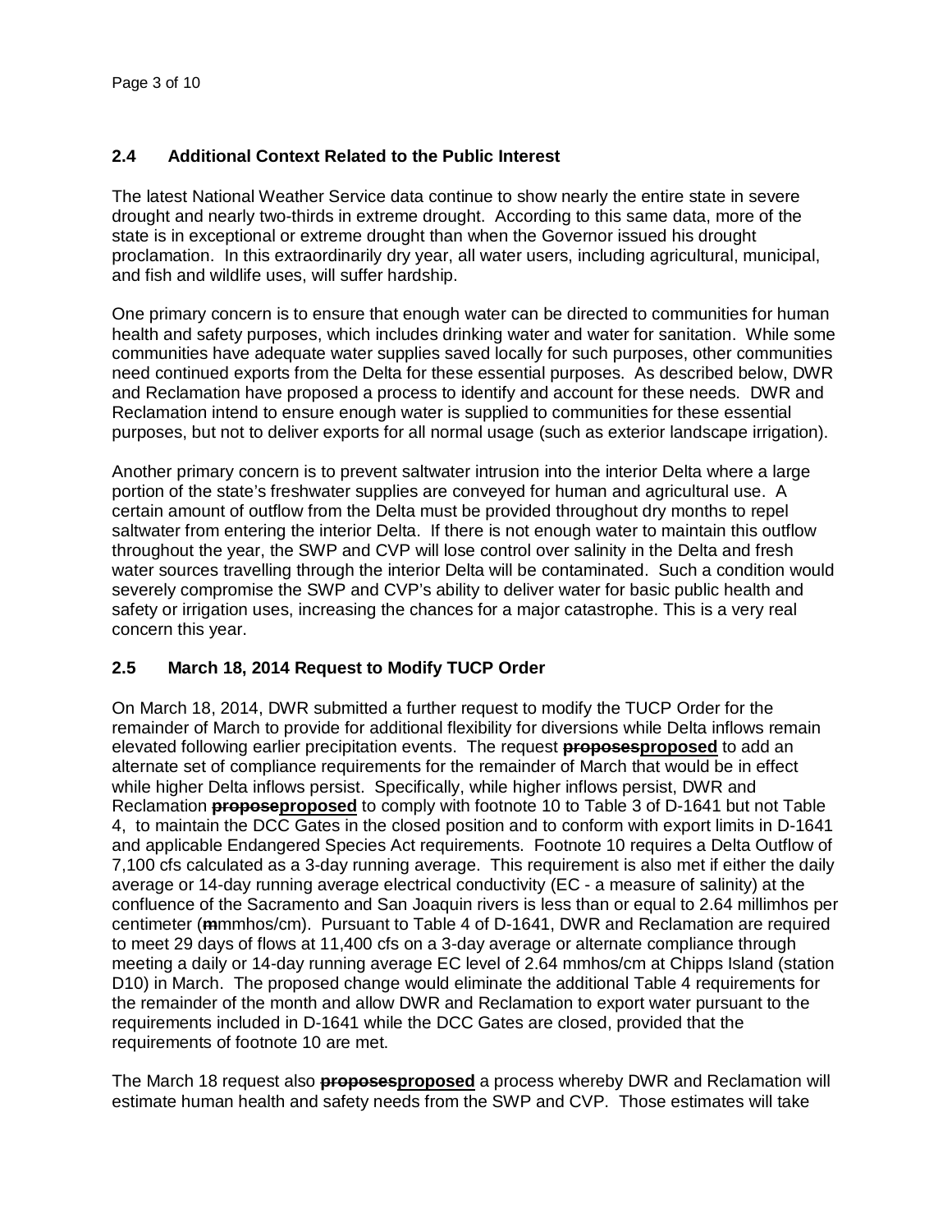## 2.4 Additional Context Related to the Public Interest

The latest National Weather Service data continue to show nearly the entire state in severe drought and nearly two-thirds in extreme drought. According to this same data, more of the state is in exceptional or extreme drought than when the Governor issued his drought proclamation. In this extraordinarily dry year, all water users, including agricultural, municipal, and fish and wildlife uses, will suffer hardship.

One primary concern is to ensure that enough water can be directed to communities for human health and safety purposes, which includes drinking water and water for sanitation. While some communities have adequate water supplies saved locally for such purposes, other communities need continued exports from the Delta for these essential purposes. As described below, DWR and Reclamation have proposed a process to identify and account for these needs. DWR and Reclamation intend to ensure enough water is supplied to communities for these essential purposes, but not to deliver exports for all normal usage (such as exterior landscape irrigation).

Another primary concern is to prevent saltwater intrusion into the interior Delta where a large portion of the state's freshwater supplies are conveyed for human and agricultural use. A certain amount of outflow from the Delta must be provided throughout dry months to repel saltwater from entering the interior Delta. If there is not enough water to maintain this outflow throughout the year, the SWP and CVP will lose control over salinity in the Delta and fresh water sources travelling through the interior Delta will be contaminated. Such a condition would severely compromise the SWP and CVP's ability to deliver water for basic public health and safety or irrigation uses, increasing the chances for a major catastrophe. This is a very real concern this year.

## 2.5 March 18, 2014 Request to Modify TUCP Order

On March 18, 2014, DWR submitted a further request to modify the TUCP Order for the remainder of March to provide for additional flexibility for diversions while Delta inflows remain elevated following earlier precipitation events. The request ~~**proposes**~~**proposed** to add an alternate set of compliance requirements for the remainder of March that would be in effect while higher Delta inflows persist. Specifically, while higher inflows persist, DWR and Reclamation ~~**propose**~~**proposed** to comply with footnote 10 to Table 3 of D-1641 but not Table 4, to maintain the DCC Gates in the closed position and to conform with export limits in D-1641 and applicable Endangered Species Act requirements. Footnote 10 requires a Delta Outflow of 7,100 cfs calculated as a 3-day running average. This requirement is also met if either the daily average or 14-day running average electrical conductivity (EC - a measure of salinity) at the confluence of the Sacramento and San Joaquin rivers is less than or equal to 2.64 millimhos per centimeter (~~**m**~~mmhos/cm). Pursuant to Table 4 of D-1641, DWR and Reclamation are required to meet 29 days of flows at 11,400 cfs on a 3-day average or alternate compliance through meeting a daily or 14-day running average EC level of 2.64 mmhos/cm at Chipps Island (station D10) in March. The proposed change would eliminate the additional Table 4 requirements for the remainder of the month and allow DWR and Reclamation to export water pursuant to the requirements included in D-1641 while the DCC Gates are closed, provided that the requirements of footnote 10 are met.

The March 18 request also ~~**proposes**~~**proposed** a process whereby DWR and Reclamation will estimate human health and safety needs from the SWP and CVP. Those estimates will take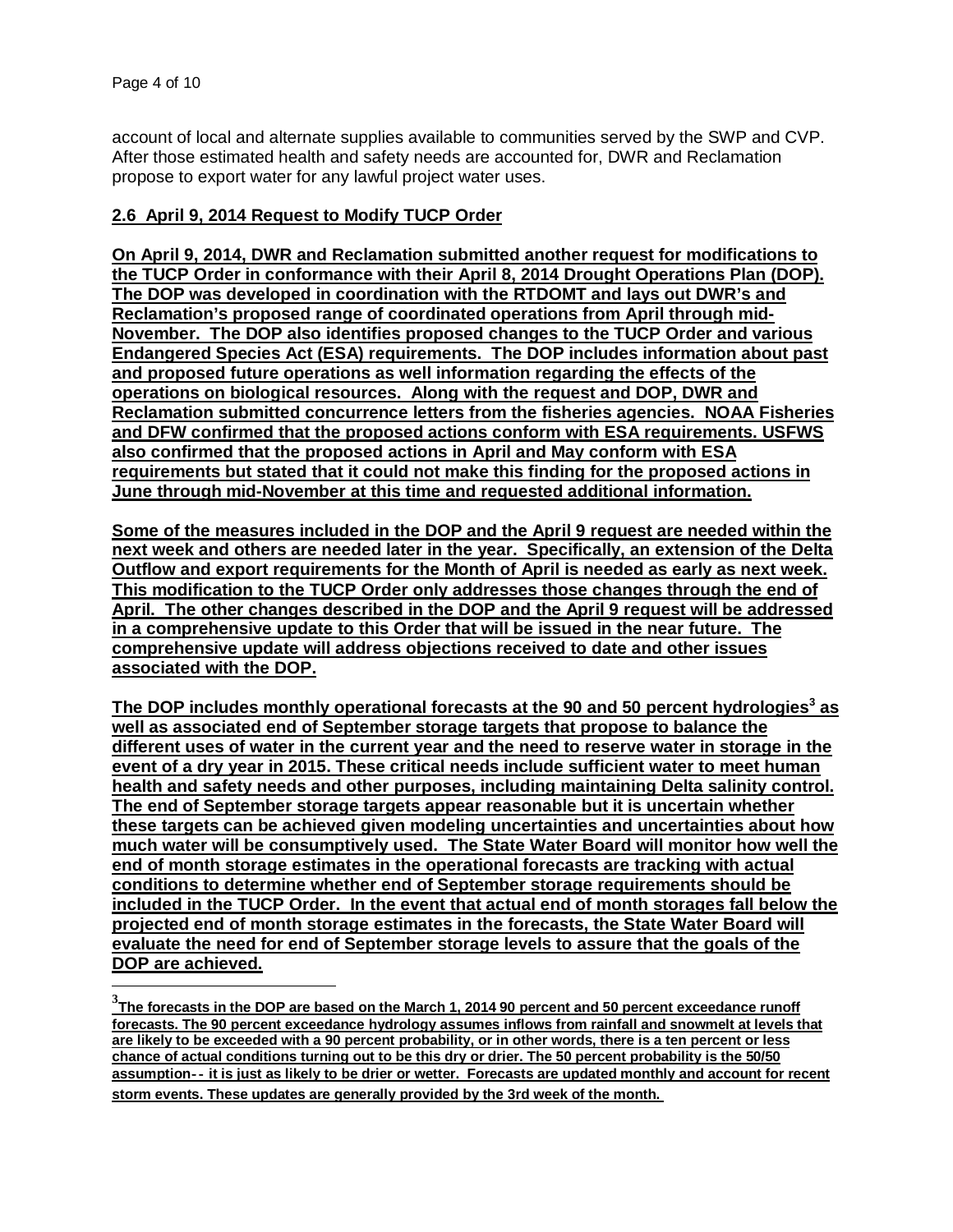account of local and alternate supplies available to communities served by the SWP and CVP. After those estimated health and safety needs are accounted for, DWR and Reclamation propose to export water for any lawful project water uses.

## 2.6 April 9, 2014 Request to Modify TUCP Order

**On April 9, 2014, DWR and Reclamation submitted another request for modifications to the TUCP Order in conformance with their April 8, 2014 Drought Operations Plan (DOP). The DOP was developed in coordination with the RTDOMT and lays out DWR's and Reclamation's proposed range of coordinated operations from April through mid-November. The DOP also identifies proposed changes to the TUCP Order and various Endangered Species Act (ESA) requirements. The DOP includes information about past and proposed future operations as well information regarding the effects of the operations on biological resources. Along with the request and DOP, DWR and Reclamation submitted concurrence letters from the fisheries agencies. NOAA Fisheries and DFW confirmed that the proposed actions conform with ESA requirements. USFWS also confirmed that the proposed actions in April and May conform with ESA requirements but stated that it could not make this finding for the proposed actions in June through mid-November at this time and requested additional information.**

**Some of the measures included in the DOP and the April 9 request are needed within the next week and others are needed later in the year. Specifically, an extension of the Delta Outflow and export requirements for the Month of April is needed as early as next week. This modification to the TUCP Order only addresses those changes through the end of April. The other changes described in the DOP and the April 9 request will be addressed in a comprehensive update to this Order that will be issued in the near future. The comprehensive update will address objections received to date and other issues associated with the DOP.**

**The DOP includes monthly operational forecasts at the 90 and 50 percent hydrologies[3] as well as associated end of September storage targets that propose to balance the different uses of water in the current year and the need to reserve water in storage in the event of a dry year in 2015. These critical needs include sufficient water to meet human health and safety needs and other purposes, including maintaining Delta salinity control. The end of September storage targets appear reasonable but it is uncertain whether these targets can be achieved given modeling uncertainties and uncertainties about how much water will be consumptively used. The State Water Board will monitor how well the end of month storage estimates in the operational forecasts are tracking with actual conditions to determine whether end of September storage requirements should be included in the TUCP Order. In the event that actual end of month storages fall below the projected end of month storage estimates in the forecasts, the State Water Board will evaluate the need for end of September storage levels to assure that the goals of the DOP are achieved.**

---

[3] **The forecasts in the DOP are based on the March 1, 2014 90 percent and 50 percent exceedance runoff forecasts. The 90 percent exceedance hydrology assumes inflows from rainfall and snowmelt at levels that are likely to be exceeded with a 90 percent probability, or in other words, there is a ten percent or less chance of actual conditions turning out to be this dry or drier. The 50 percent probability is the 50/50 assumption-- it is just as likely to be drier or wetter. Forecasts are updated monthly and account for recent storm events. These updates are generally provided by the 3rd week of the month.**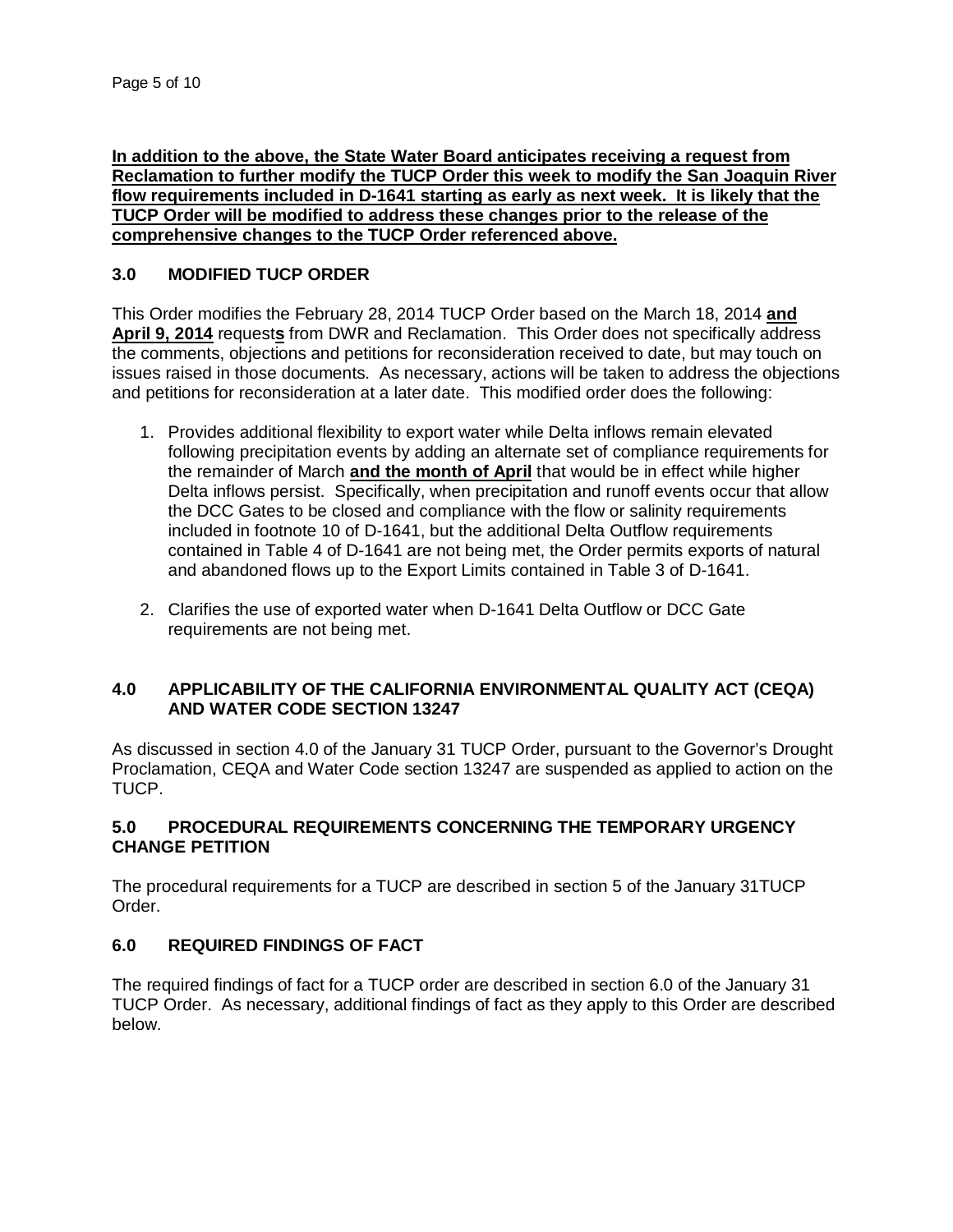**In addition to the above, the State Water Board anticipates receiving a request from Reclamation to further modify the TUCP Order this week to modify the San Joaquin River flow requirements included in D-1641 starting as early as next week. It is likely that the TUCP Order will be modified to address these changes prior to the release of the comprehensive changes to the TUCP Order referenced above.**

## 3.0 MODIFIED TUCP ORDER

This Order modifies the February 28, 2014 TUCP Order based on the March 18, 2014 **and April 9, 2014** request**s** from DWR and Reclamation. This Order does not specifically address the comments, objections and petitions for reconsideration received to date, but may touch on issues raised in those documents. As necessary, actions will be taken to address the objections and petitions for reconsideration at a later date. This modified order does the following:

1. Provides additional flexibility to export water while Delta inflows remain elevated following precipitation events by adding an alternate set of compliance requirements for the remainder of March **and the month of April** that would be in effect while higher Delta inflows persist. Specifically, when precipitation and runoff events occur that allow the DCC Gates to be closed and compliance with the flow or salinity requirements included in footnote 10 of D-1641, but the additional Delta Outflow requirements contained in Table 4 of D-1641 are not being met, the Order permits exports of natural and abandoned flows up to the Export Limits contained in Table 3 of D-1641.

2. Clarifies the use of exported water when D-1641 Delta Outflow or DCC Gate requirements are not being met.

## 4.0 APPLICABILITY OF THE CALIFORNIA ENVIRONMENTAL QUALITY ACT (CEQA) AND WATER CODE SECTION 13247

As discussed in section 4.0 of the January 31 TUCP Order, pursuant to the Governor's Drought Proclamation, CEQA and Water Code section 13247 are suspended as applied to action on the TUCP.

## 5.0 PROCEDURAL REQUIREMENTS CONCERNING THE TEMPORARY URGENCY CHANGE PETITION

The procedural requirements for a TUCP are described in section 5 of the January 31TUCP Order.

## 6.0 REQUIRED FINDINGS OF FACT

The required findings of fact for a TUCP order are described in section 6.0 of the January 31 TUCP Order. As necessary, additional findings of fact as they apply to this Order are described below.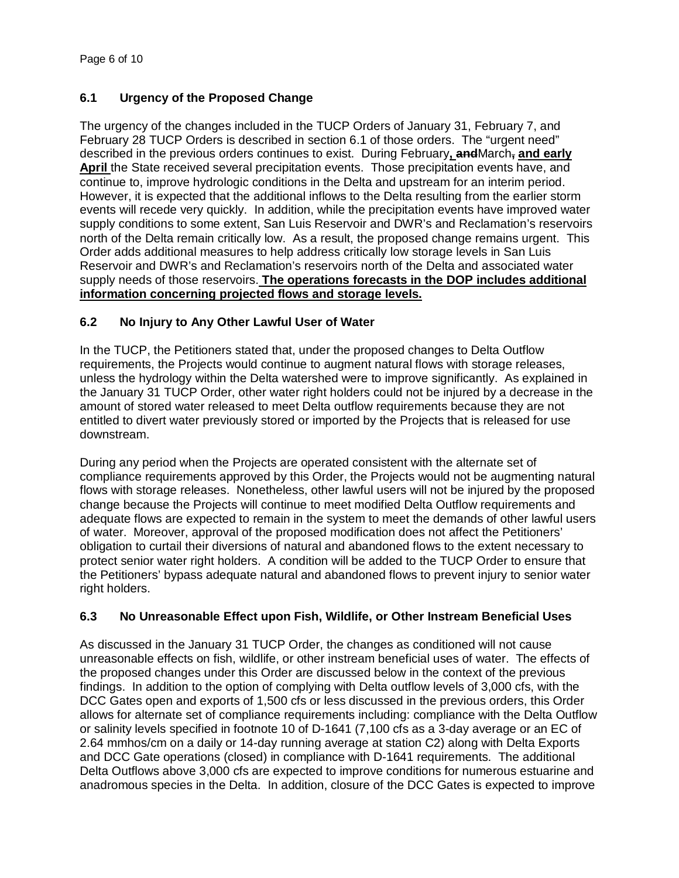### 6.1 Urgency of the Proposed Change

The urgency of the changes included in the TUCP Orders of January 31, February 7, and February 28 TUCP Orders is described in section 6.1 of those orders. The "urgent need" described in the previous orders continues to exist. During February**, and**~~and~~March~~,~~ **and early April** the State received several precipitation events. Those precipitation events have, and continue to, improve hydrologic conditions in the Delta and upstream for an interim period. However, it is expected that the additional inflows to the Delta resulting from the earlier storm events will recede very quickly. In addition, while the precipitation events have improved water supply conditions to some extent, San Luis Reservoir and DWR's and Reclamation's reservoirs north of the Delta remain critically low. As a result, the proposed change remains urgent. This Order adds additional measures to help address critically low storage levels in San Luis Reservoir and DWR's and Reclamation's reservoirs north of the Delta and associated water supply needs of those reservoirs. **The operations forecasts in the DOP includes additional information concerning projected flows and storage levels.**

### 6.2 No Injury to Any Other Lawful User of Water

In the TUCP, the Petitioners stated that, under the proposed changes to Delta Outflow requirements, the Projects would continue to augment natural flows with storage releases, unless the hydrology within the Delta watershed were to improve significantly. As explained in the January 31 TUCP Order, other water right holders could not be injured by a decrease in the amount of stored water released to meet Delta outflow requirements because they are not entitled to divert water previously stored or imported by the Projects that is released for use downstream.

During any period when the Projects are operated consistent with the alternate set of compliance requirements approved by this Order, the Projects would not be augmenting natural flows with storage releases. Nonetheless, other lawful users will not be injured by the proposed change because the Projects will continue to meet modified Delta Outflow requirements and adequate flows are expected to remain in the system to meet the demands of other lawful users of water. Moreover, approval of the proposed modification does not affect the Petitioners' obligation to curtail their diversions of natural and abandoned flows to the extent necessary to protect senior water right holders. A condition will be added to the TUCP Order to ensure that the Petitioners' bypass adequate natural and abandoned flows to prevent injury to senior water right holders.

### 6.3 No Unreasonable Effect upon Fish, Wildlife, or Other Instream Beneficial Uses

As discussed in the January 31 TUCP Order, the changes as conditioned will not cause unreasonable effects on fish, wildlife, or other instream beneficial uses of water. The effects of the proposed changes under this Order are discussed below in the context of the previous findings. In addition to the option of complying with Delta outflow levels of 3,000 cfs, with the DCC Gates open and exports of 1,500 cfs or less discussed in the previous orders, this Order allows for alternate set of compliance requirements including: compliance with the Delta Outflow or salinity levels specified in footnote 10 of D-1641 (7,100 cfs as a 3-day average or an EC of 2.64 mmhos/cm on a daily or 14-day running average at station C2) along with Delta Exports and DCC Gate operations (closed) in compliance with D-1641 requirements. The additional Delta Outflows above 3,000 cfs are expected to improve conditions for numerous estuarine and anadromous species in the Delta. In addition, closure of the DCC Gates is expected to improve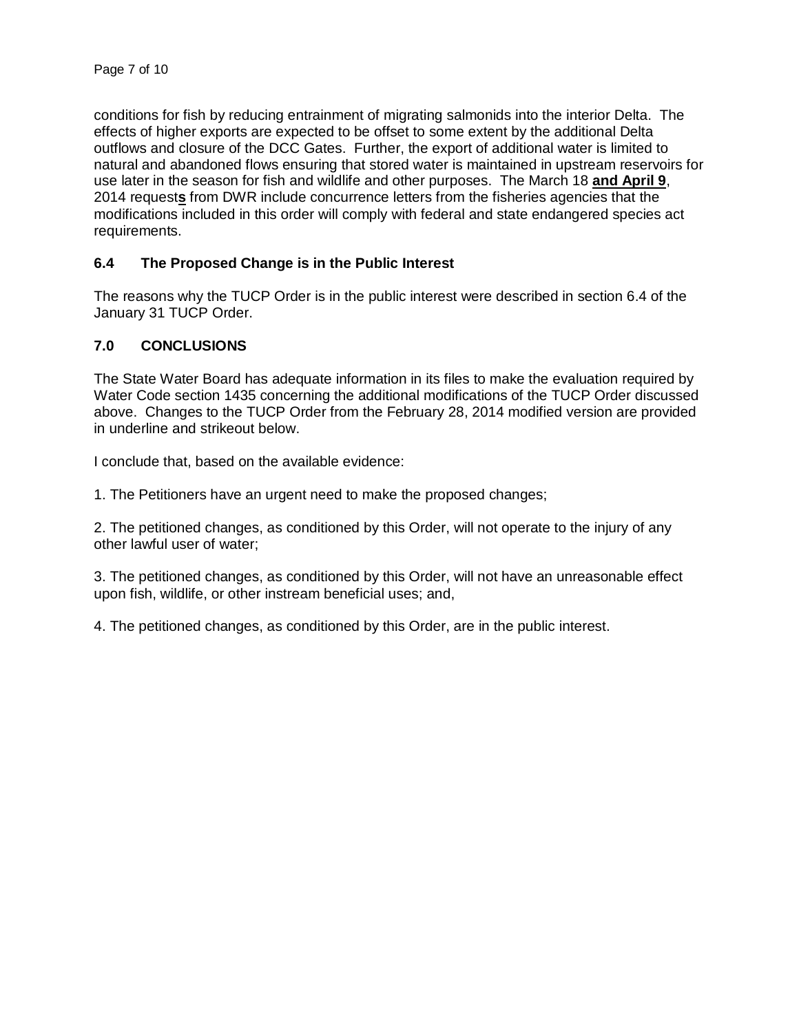conditions for fish by reducing entrainment of migrating salmonids into the interior Delta. The effects of higher exports are expected to be offset to some extent by the additional Delta outflows and closure of the DCC Gates. Further, the export of additional water is limited to natural and abandoned flows ensuring that stored water is maintained in upstream reservoirs for use later in the season for fish and wildlife and other purposes. The March 18 <u>**and April 9**</u>, 2014 request<u>**s**</u> from DWR include concurrence letters from the fisheries agencies that the modifications included in this order will comply with federal and state endangered species act requirements.

### 6.4 The Proposed Change is in the Public Interest

The reasons why the TUCP Order is in the public interest were described in section 6.4 of the January 31 TUCP Order.

## 7.0 CONCLUSIONS

The State Water Board has adequate information in its files to make the evaluation required by Water Code section 1435 concerning the additional modifications of the TUCP Order discussed above. Changes to the TUCP Order from the February 28, 2014 modified version are provided in underline and strikeout below.

I conclude that, based on the available evidence:

1. The Petitioners have an urgent need to make the proposed changes;

2. The petitioned changes, as conditioned by this Order, will not operate to the injury of any other lawful user of water;

3. The petitioned changes, as conditioned by this Order, will not have an unreasonable effect upon fish, wildlife, or other instream beneficial uses; and,

4. The petitioned changes, as conditioned by this Order, are in the public interest.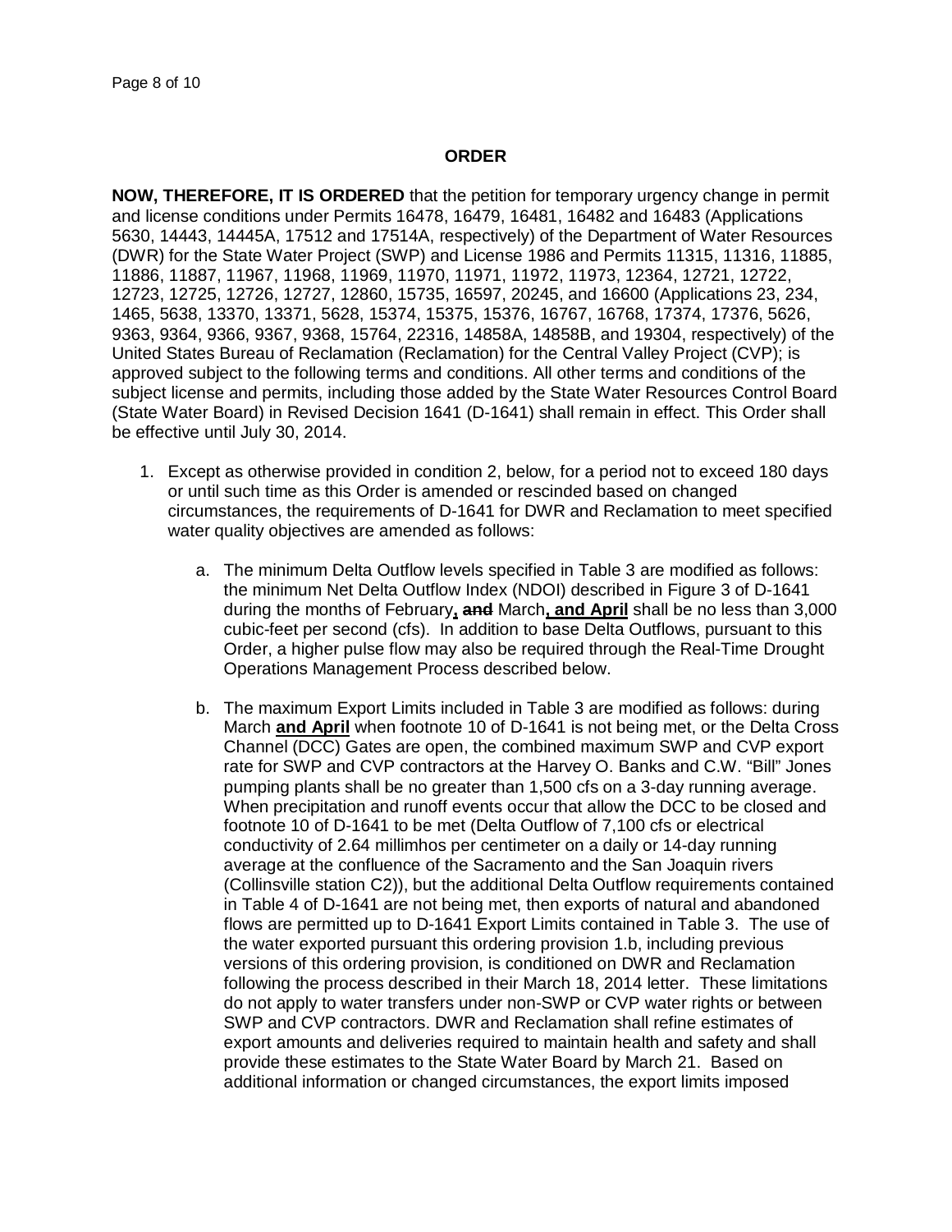**ORDER**

**NOW, THEREFORE, IT IS ORDERED** that the petition for temporary urgency change in permit and license conditions under Permits 16478, 16479, 16481, 16482 and 16483 (Applications 5630, 14443, 14445A, 17512 and 17514A, respectively) of the Department of Water Resources (DWR) for the State Water Project (SWP) and License 1986 and Permits 11315, 11316, 11885, 11886, 11887, 11967, 11968, 11969, 11970, 11971, 11972, 11973, 12364, 12721, 12722, 12723, 12725, 12726, 12727, 12860, 15735, 16597, 20245, and 16600 (Applications 23, 234, 1465, 5638, 13370, 13371, 5628, 15374, 15375, 15376, 16767, 16768, 17374, 17376, 5626, 9363, 9364, 9366, 9367, 9368, 15764, 22316, 14858A, 14858B, and 19304, respectively) of the United States Bureau of Reclamation (Reclamation) for the Central Valley Project (CVP); is approved subject to the following terms and conditions. All other terms and conditions of the subject license and permits, including those added by the State Water Resources Control Board (State Water Board) in Revised Decision 1641 (D-1641) shall remain in effect. This Order shall be effective until July 30, 2014.

1. Except as otherwise provided in condition 2, below, for a period not to exceed 180 days or until such time as this Order is amended or rescinded based on changed circumstances, the requirements of D-1641 for DWR and Reclamation to meet specified water quality objectives are amended as follows:

   a. The minimum Delta Outflow levels specified in Table 3 are modified as follows: the minimum Net Delta Outflow Index (NDOI) described in Figure 3 of D-1641 during the months of February**,** ~~**and**~~ March**, and April** shall be no less than 3,000 cubic-feet per second (cfs). In addition to base Delta Outflows, pursuant to this Order, a higher pulse flow may also be required through the Real-Time Drought Operations Management Process described below.

   b. The maximum Export Limits included in Table 3 are modified as follows: during March **and April** when footnote 10 of D-1641 is not being met, or the Delta Cross Channel (DCC) Gates are open, the combined maximum SWP and CVP export rate for SWP and CVP contractors at the Harvey O. Banks and C.W. "Bill" Jones pumping plants shall be no greater than 1,500 cfs on a 3-day running average. When precipitation and runoff events occur that allow the DCC to be closed and footnote 10 of D-1641 to be met (Delta Outflow of 7,100 cfs or electrical conductivity of 2.64 millimhos per centimeter on a daily or 14-day running average at the confluence of the Sacramento and the San Joaquin rivers (Collinsville station C2)), but the additional Delta Outflow requirements contained in Table 4 of D-1641 are not being met, then exports of natural and abandoned flows are permitted up to D-1641 Export Limits contained in Table 3. The use of the water exported pursuant this ordering provision 1.b, including previous versions of this ordering provision, is conditioned on DWR and Reclamation following the process described in their March 18, 2014 letter. These limitations do not apply to water transfers under non-SWP or CVP water rights or between SWP and CVP contractors. DWR and Reclamation shall refine estimates of export amounts and deliveries required to maintain health and safety and shall provide these estimates to the State Water Board by March 21. Based on additional information or changed circumstances, the export limits imposed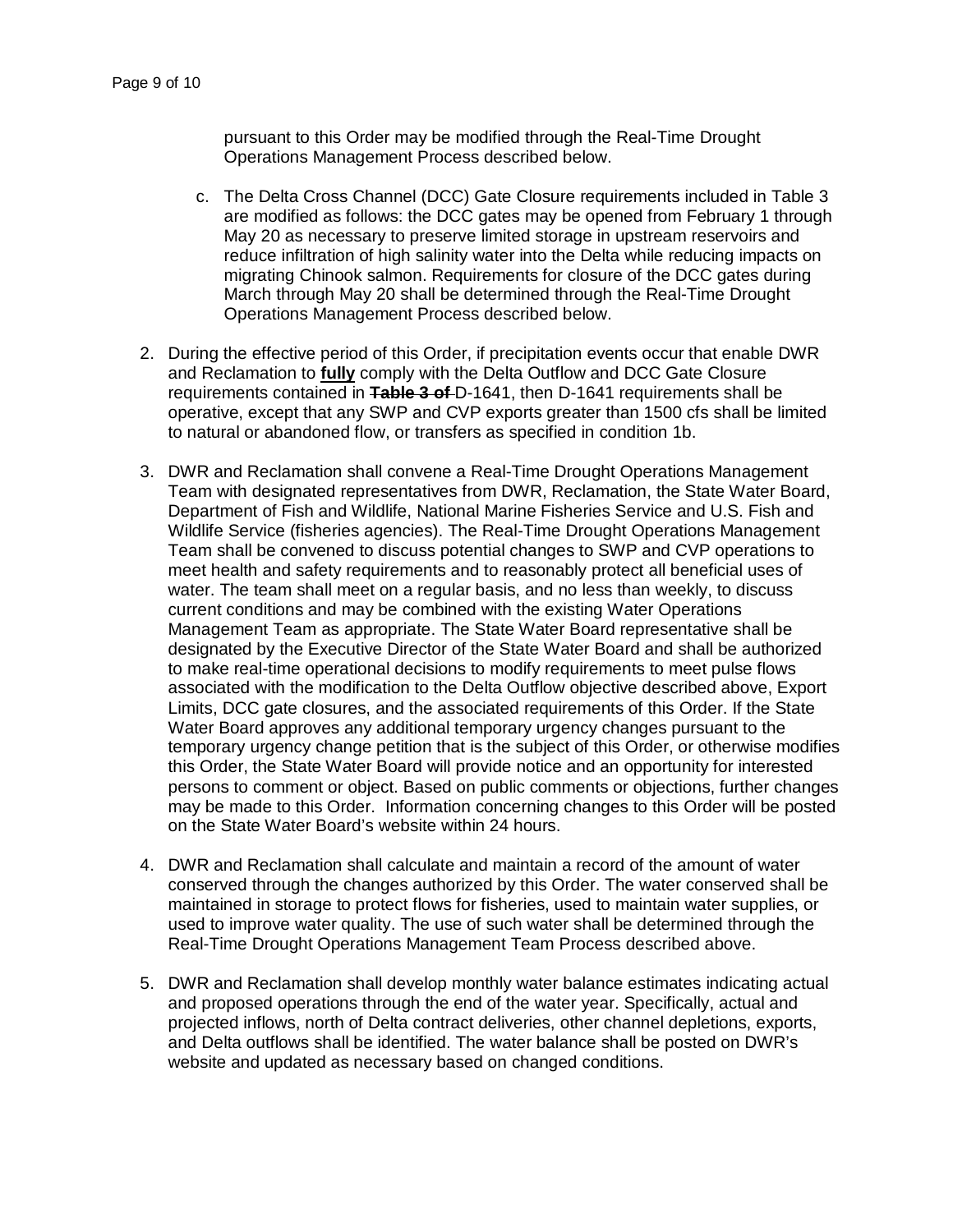pursuant to this Order may be modified through the Real-Time Drought Operations Management Process described below.

   c. The Delta Cross Channel (DCC) Gate Closure requirements included in Table 3 are modified as follows: the DCC gates may be opened from February 1 through May 20 as necessary to preserve limited storage in upstream reservoirs and reduce infiltration of high salinity water into the Delta while reducing impacts on migrating Chinook salmon. Requirements for closure of the DCC gates during March through May 20 shall be determined through the Real-Time Drought Operations Management Process described below.

2. During the effective period of this Order, if precipitation events occur that enable DWR and Reclamation to **fully** comply with the Delta Outflow and DCC Gate Closure requirements contained in ~~**Table 3 of**~~ D-1641, then D-1641 requirements shall be operative, except that any SWP and CVP exports greater than 1500 cfs shall be limited to natural or abandoned flow, or transfers as specified in condition 1b.

3. DWR and Reclamation shall convene a Real-Time Drought Operations Management Team with designated representatives from DWR, Reclamation, the State Water Board, Department of Fish and Wildlife, National Marine Fisheries Service and U.S. Fish and Wildlife Service (fisheries agencies). The Real-Time Drought Operations Management Team shall be convened to discuss potential changes to SWP and CVP operations to meet health and safety requirements and to reasonably protect all beneficial uses of water. The team shall meet on a regular basis, and no less than weekly, to discuss current conditions and may be combined with the existing Water Operations Management Team as appropriate. The State Water Board representative shall be designated by the Executive Director of the State Water Board and shall be authorized to make real-time operational decisions to modify requirements to meet pulse flows associated with the modification to the Delta Outflow objective described above, Export Limits, DCC gate closures, and the associated requirements of this Order. If the State Water Board approves any additional temporary urgency changes pursuant to the temporary urgency change petition that is the subject of this Order, or otherwise modifies this Order, the State Water Board will provide notice and an opportunity for interested persons to comment or object. Based on public comments or objections, further changes may be made to this Order. Information concerning changes to this Order will be posted on the State Water Board's website within 24 hours.

4. DWR and Reclamation shall calculate and maintain a record of the amount of water conserved through the changes authorized by this Order. The water conserved shall be maintained in storage to protect flows for fisheries, used to maintain water supplies, or used to improve water quality. The use of such water shall be determined through the Real-Time Drought Operations Management Team Process described above.

5. DWR and Reclamation shall develop monthly water balance estimates indicating actual and proposed operations through the end of the water year. Specifically, actual and projected inflows, north of Delta contract deliveries, other channel depletions, exports, and Delta outflows shall be identified. The water balance shall be posted on DWR's website and updated as necessary based on changed conditions.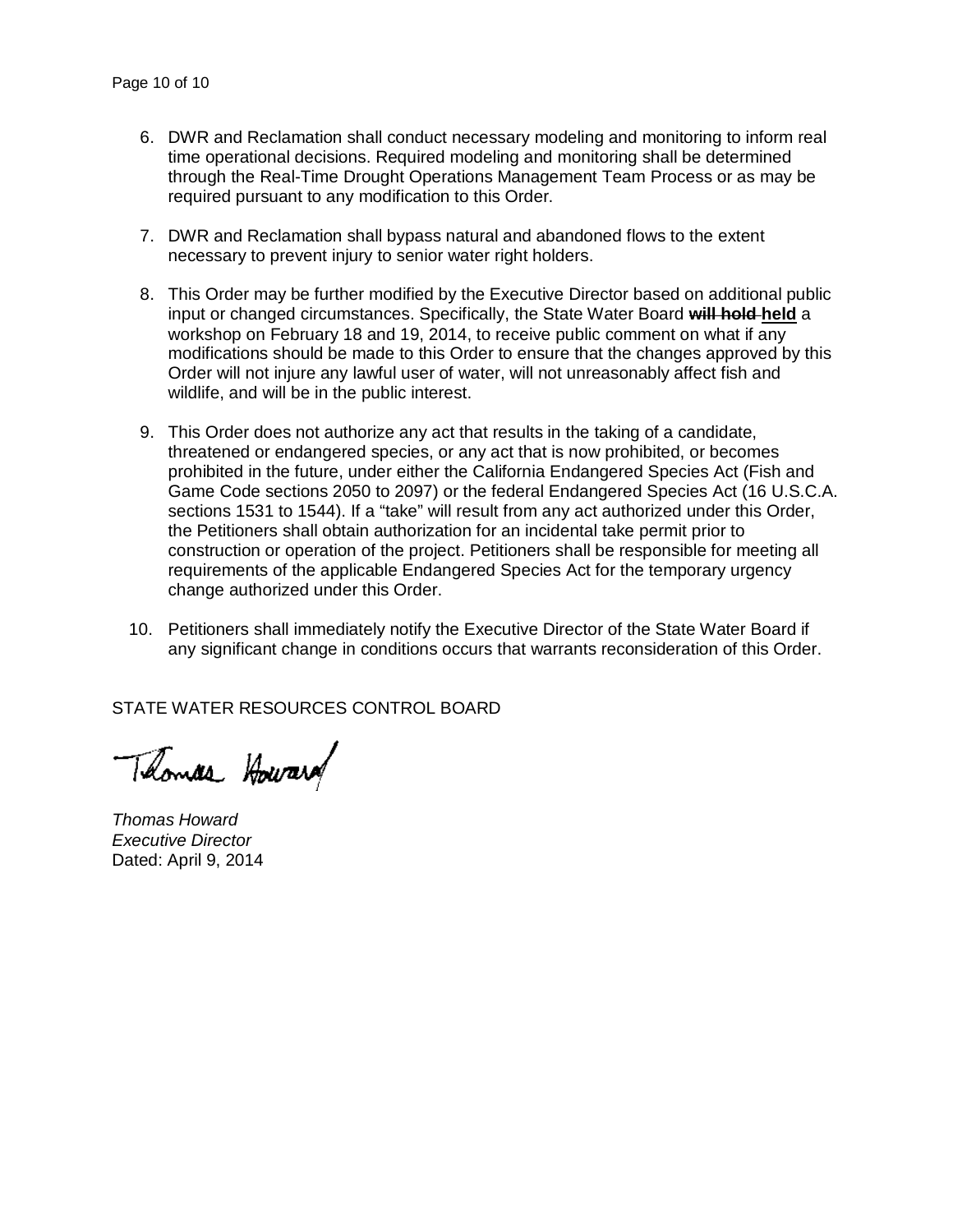6. DWR and Reclamation shall conduct necessary modeling and monitoring to inform real time operational decisions. Required modeling and monitoring shall be determined through the Real-Time Drought Operations Management Team Process or as may be required pursuant to any modification to this Order.

7. DWR and Reclamation shall bypass natural and abandoned flows to the extent necessary to prevent injury to senior water right holders.

8. This Order may be further modified by the Executive Director based on additional public input or changed circumstances. Specifically, the State Water Board ~~**will hold**~~ **<u>held</u>** a workshop on February 18 and 19, 2014, to receive public comment on what if any modifications should be made to this Order to ensure that the changes approved by this Order will not injure any lawful user of water, will not unreasonably affect fish and wildlife, and will be in the public interest.

9. This Order does not authorize any act that results in the taking of a candidate, threatened or endangered species, or any act that is now prohibited, or becomes prohibited in the future, under either the California Endangered Species Act (Fish and Game Code sections 2050 to 2097) or the federal Endangered Species Act (16 U.S.C.A. sections 1531 to 1544). If a "take" will result from any act authorized under this Order, the Petitioners shall obtain authorization for an incidental take permit prior to construction or operation of the project. Petitioners shall be responsible for meeting all requirements of the applicable Endangered Species Act for the temporary urgency change authorized under this Order.

10. Petitioners shall immediately notify the Executive Director of the State Water Board if any significant change in conditions occurs that warrants reconsideration of this Order.

STATE WATER RESOURCES CONTROL BOARD

*Thomas Howard*
*Executive Director*
Dated: April 9, 2014